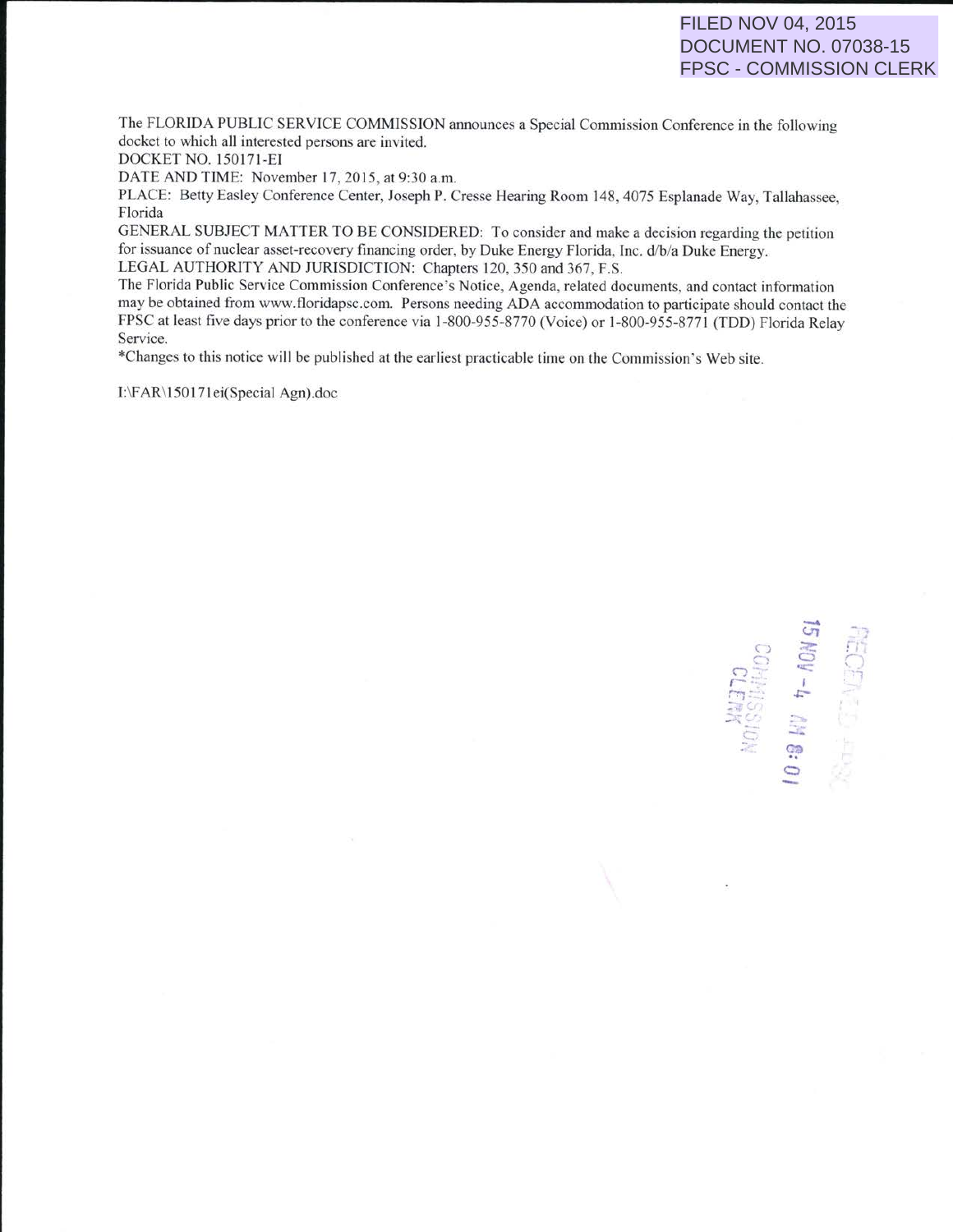FILED NOV 04, 2015
DOCUMENT NO. 07038-15
FPSC - COMMISSION CLERK

The FLORIDA PUBLIC SERVICE COMMISSION announces a Special Commission Conference in the following docket to which all interested persons are invited.

DOCKET NO. 150171-EI

DATE AND TIME: November 17, 2015, at 9:30 a.m.

PLACE: Betty Easley Conference Center, Joseph P. Cresse Hearing Room 148, 4075 Esplanade Way, Tallahassee, Florida

GENERAL SUBJECT MATTER TO BE CONSIDERED: To consider and make a decision regarding the petition for issuance of nuclear asset-recovery financing order, by Duke Energy Florida, Inc. d/b/a Duke Energy.

LEGAL AUTHORITY AND JURISDICTION: Chapters 120, 350 and 367, F.S.

The Florida Public Service Commission Conference's Notice, Agenda, related documents, and contact information may be obtained from www.floridapsc.com. Persons needing ADA accommodation to participate should contact the FPSC at least five days prior to the conference via 1-800-955-8770 (Voice) or 1-800-955-8771 (TDD) Florida Relay Service.

*Changes to this notice will be published at the earliest practicable time on the Commission's Web site.

I:\FAR\150171ei(Special Agn).doc

RECEIVED-FPSC
15 NOV -4 AM 8:01
COMMISSION
CLERK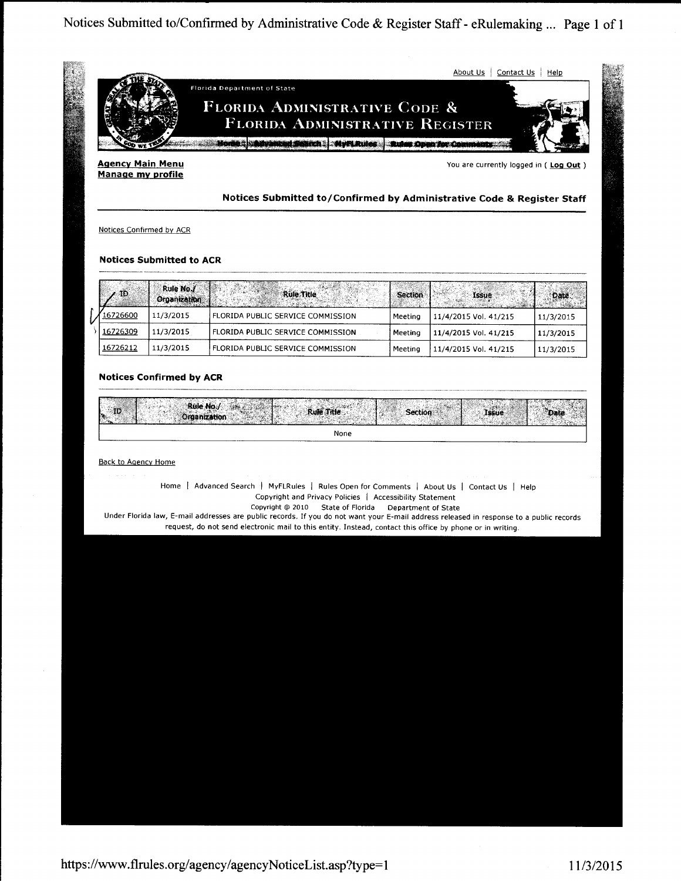About Us | Contact Us | Help

Florida Department of State

# FLORIDA ADMINISTRATIVE CODE & FLORIDA ADMINISTRATIVE REGISTER

Home | Advanced Search | MyFLRules | Rules Open for Comments

**Agency Main Menu**
**Manage my profile**

You are currently logged in ( **Log Out** )

## Notices Submitted to/Confirmed by Administrative Code & Register Staff

Notices Confirmed by ACR

### Notices Submitted to ACR

| ID | Rule No./ Organization | Rule Title | Section | Issue | Date |
|---|---|---|---|---|---|
| 16726600 | 11/3/2015 | FLORIDA PUBLIC SERVICE COMMISSION | Meeting | 11/4/2015 Vol. 41/215 | 11/3/2015 |
| 16726309 | 11/3/2015 | FLORIDA PUBLIC SERVICE COMMISSION | Meeting | 11/4/2015 Vol. 41/215 | 11/3/2015 |
| 16726212 | 11/3/2015 | FLORIDA PUBLIC SERVICE COMMISSION | Meeting | 11/4/2015 Vol. 41/215 | 11/3/2015 |

### Notices Confirmed by ACR

| ID | Rule No./ Organization | Rule Title | Section | Issue | Date |
|---|---|---|---|---|---|
| | | None | | | |

Back to Agency Home

Home | Advanced Search | MyFLRules | Rules Open for Comments | About Us | Contact Us | Help
Copyright and Privacy Policies | Accessibility Statement
Copyright © 2010 State of Florida Department of State
Under Florida law, E-mail addresses are public records. If you do not want your E-mail address released in response to a public records request, do not send electronic mail to this entity. Instead, contact this office by phone or in writing.